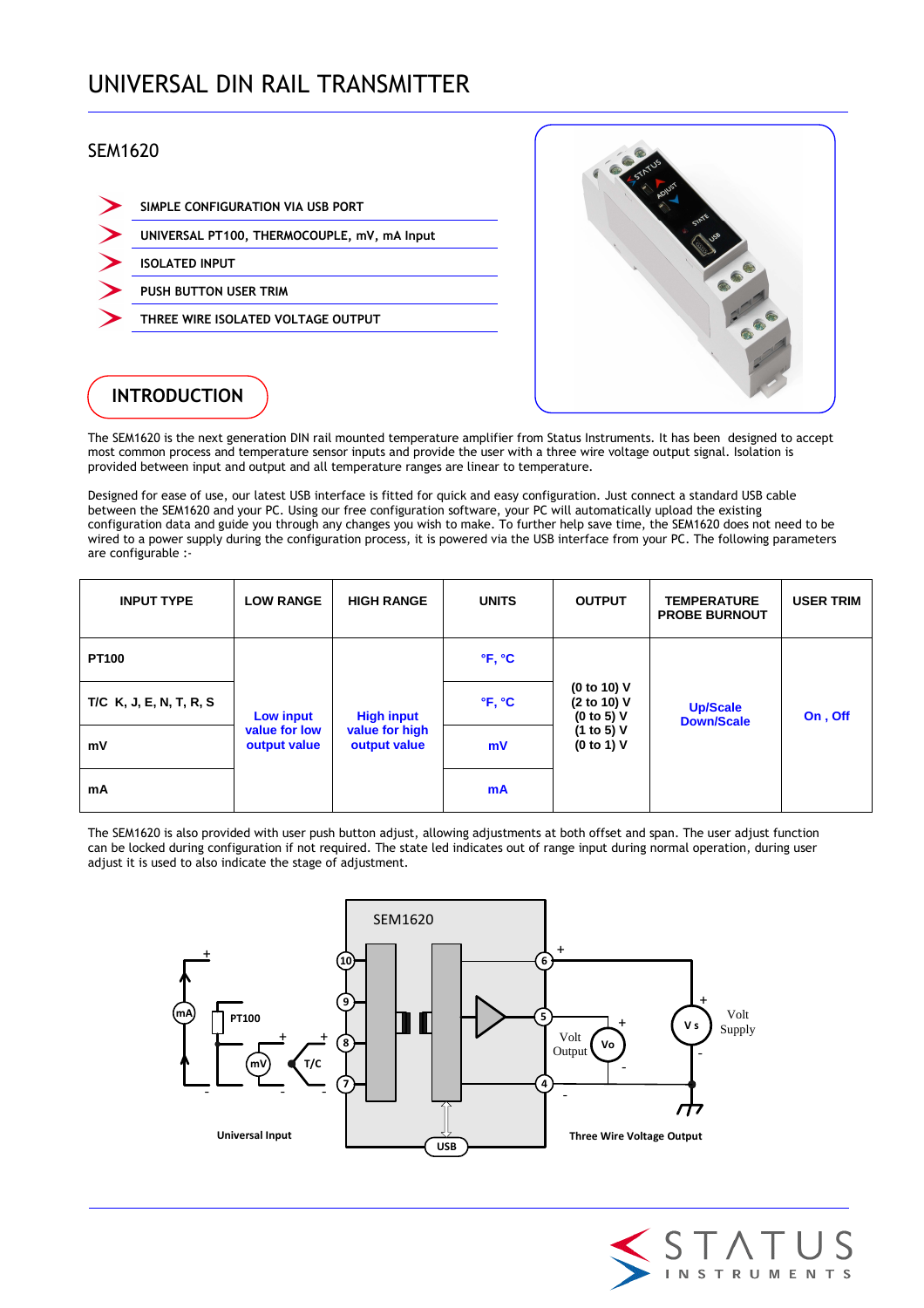# UNIVERSAL DIN RAIL TRANSMITTER

## SEM1620

- SIMPLE CONFIGURATION VIA USB PORT
- UNIVERSAL PT100, THERMOCOUPLE, mV, mA Input
- ISOLATED INPUT
- PUSH BUTTON USER TRIM
- THREE WIRE ISOLATED VOLTAGE OUTPUT

## INTRODUCTION

The SEM1620 is the next generation DIN rail mounted temperature amplifier from Status Instruments. It has been designed to accept most common process and temperature sensor inputs and provide the user with a three wire voltage output signal. Isolation is provided between input and output and all temperature ranges are linear to temperature.

Designed for ease of use, our latest USB interface is fitted for quick and easy configuration. Just connect a standard USB cable between the SEM1620 and your PC. Using our free configuration software, your PC will automatically upload the existing configuration data and guide you through any changes you wish to make. To further help save time, the SEM1620 does not need to be wired to a power supply during the configuration process, it is powered via the USB interface from your PC. The following parameters are configurable :-

| INPUT TYPE | LOW RANGE | HIGH RANGE | UNITS | OUTPUT | TEMPERATURE PROBE BURNOUT | USER TRIM |
|---|---|---|---|---|---|---|
| PT100 | Low input value for low output value | High input value for high output value | °F, °C | (0 to 10) V<br>(2 to 10) V<br>(0 to 5) V<br>(1 to 5) V<br>(0 to 1) V | Up/Scale<br>Down/Scale | On , Off |
| T/C K, J, E, N, T, R, S | | | °F, °C | | | |
| mV | | | mV | | | |
| mA | | | mA | | | |

The SEM1620 is also provided with user push button adjust, allowing adjustments at both offset and span. The user adjust function can be locked during configuration if not required. The state led indicates out of range input during normal operation, during user adjust it is used to also indicate the stage of adjustment.

SEM1620

Universal Input

Three Wire Voltage Output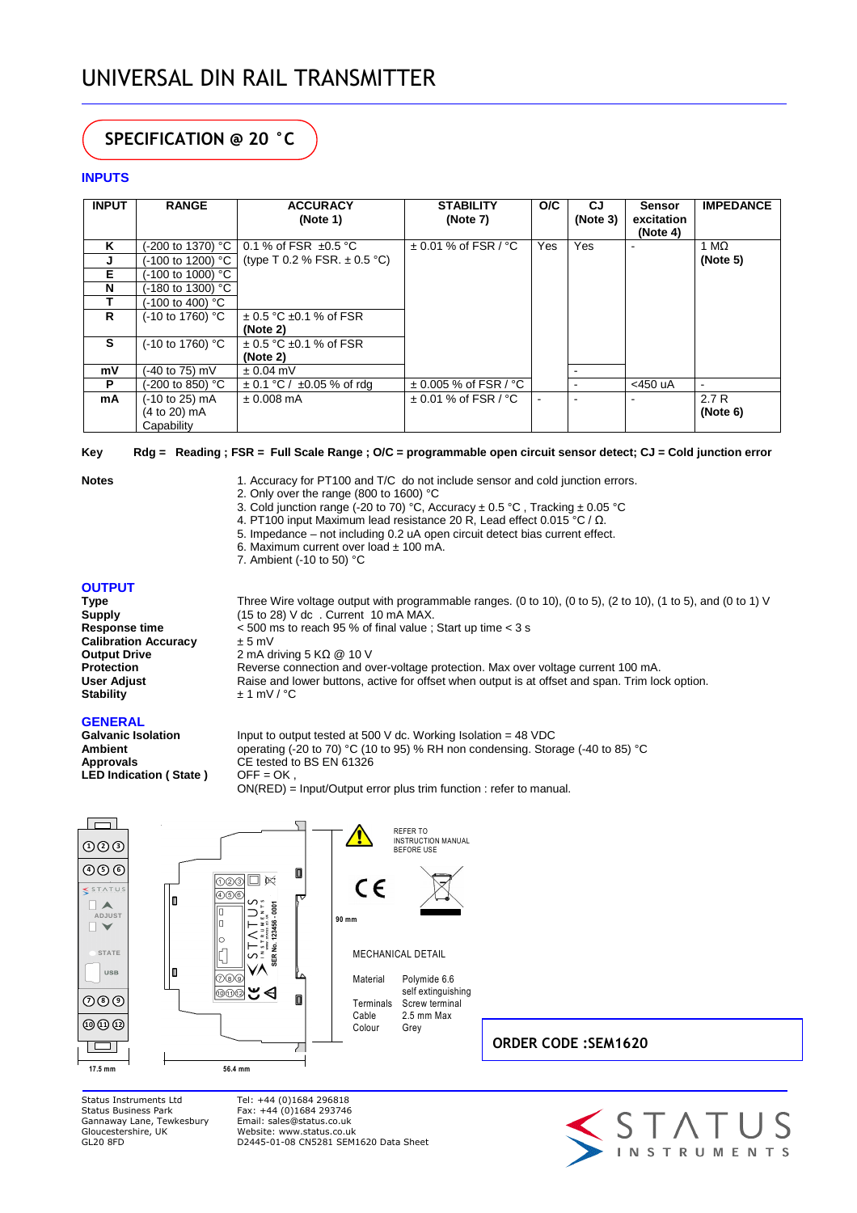# UNIVERSAL DIN RAIL TRANSMITTER

## SPECIFICATION @ 20 °C

### INPUTS

| INPUT | RANGE | ACCURACY (Note 1) | STABILITY (Note 7) | O/C | CJ (Note 3) | Sensor excitation (Note 4) | IMPEDANCE |
|---|---|---|---|---|---|---|---|
| K | (-200 to 1370) °C | 0.1 % of FSR ±0.5 °C | ± 0.01 % of FSR / °C | Yes | Yes | - | 1 MΩ (Note 5) |
| J | (-100 to 1200) °C | (type T 0.2 % FSR. ± 0.5 °C) | | | | | |
| E | (-100 to 1000) °C | | | | | | |
| N | (-180 to 1300) °C | | | | | | |
| T | (-100 to 400) °C | | | | | | |
| R | (-10 to 1760) °C | ± 0.5 °C ±0.1 % of FSR **(Note 2)** | | | | | |
| S | (-10 to 1760) °C | ± 0.5 °C ±0.1 % of FSR **(Note 2)** | | | | | |
| mV | (-40 to 75) mV | ± 0.04 mV | | | - | | |
| P | (-200 to 850) °C | ± 0.1 °C / ±0.05 % of rdg | ± 0.005 % of FSR / °C | | - | <450 uA | - |
| mA | (-10 to 25) mA (4 to 20) mA Capability | ± 0.008 mA | ± 0.01 % of FSR / °C | - | - | - | 2.7 R **(Note 6)** |

**Key** Rdg = Reading ; FSR = Full Scale Range ; O/C = programmable open circuit sensor detect; CJ = Cold junction error

**Notes**

1. Accuracy for PT100 and T/C do not include sensor and cold junction errors.
2. Only over the range (800 to 1600) °C
3. Cold junction range (-20 to 70) °C, Accuracy ± 0.5 °C , Tracking ± 0.05 °C
4. PT100 input Maximum lead resistance 20 R, Lead effect 0.015 °C / Ω.
5. Impedance – not including 0.2 uA open circuit detect bias current effect.
6. Maximum current over load ± 100 mA.
7. Ambient (-10 to 50) °C

### OUTPUT

**Type** Three Wire voltage output with programmable ranges. (0 to 10), (0 to 5), (2 to 10), (1 to 5), and (0 to 1) V
**Supply** (15 to 28) V dc . Current 10 mA MAX.
**Response time** < 500 ms to reach 95 % of final value ; Start up time < 3 s
**Calibration Accuracy** ± 5 mV
**Output Drive** 2 mA driving 5 KΩ @ 10 V
**Protection** Reverse connection and over-voltage protection. Max over voltage current 100 mA.
**User Adjust** Raise and lower buttons, active for offset when output is at offset and span. Trim lock option.
**Stability** ± 1 mV / °C

### GENERAL

**Galvanic Isolation** Input to output tested at 500 V dc. Working Isolation = 48 VDC
**Ambient** operating (-20 to 70) °C (10 to 95) % RH non condensing. Storage (-40 to 85) °C
**Approvals** CE tested to BS EN 61326
**LED Indication ( State )** OFF = OK ,
ON(RED) = Input/Output error plus trim function : refer to manual.

STATUS
ADJUST
STATE
USB
17.5 mm
56.4 mm
90 mm
SER No. 123456 - 0001
REFER TO INSTRUCTION MANUAL BEFORE USE

MECHANICAL DETAIL

| | |
|---|---|
| Material | Polymide 6.6 self extinguishing |
| Terminals | Screw terminal |
| Cable | 2.5 mm Max |
| Colour | Grey |

**ORDER CODE :SEM1620**

Status Instruments Ltd
Status Business Park
Gannaway Lane, Tewkesbury
Gloucestershire, UK
GL20 8FD

Tel: +44 (0)1684 296818
Fax: +44 (0)1684 293746
Email: sales@status.co.uk
Website: www.status.co.uk
D2445-01-08 CN5281 SEM1620 Data Sheet

STATUS INSTRUMENTS